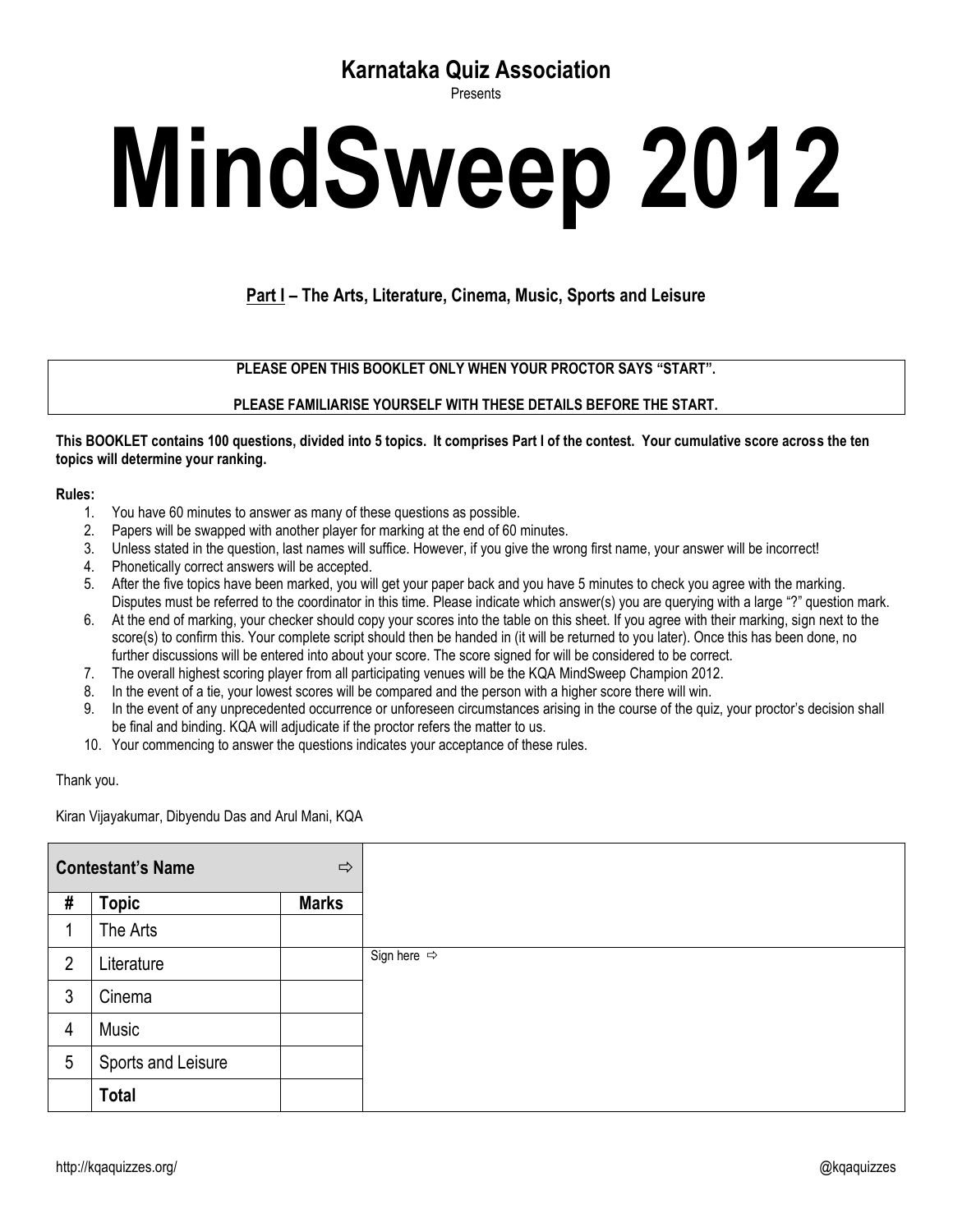**Karnataka Quiz Association**

Presents

# MindSweep 2012

## Part I – The Arts, Literature, Cinema, Music, Sports and Leisure

**PLEASE OPEN THIS BOOKLET ONLY WHEN YOUR PROCTOR SAYS "START".**

**PLEASE FAMILIARISE YOURSELF WITH THESE DETAILS BEFORE THE START.**

**This BOOKLET contains 100 questions, divided into 5 topics. It comprises Part I of the contest. Your cumulative score across the ten topics will determine your ranking.**

**Rules:**

1. You have 60 minutes to answer as many of these questions as possible.
2. Papers will be swapped with another player for marking at the end of 60 minutes.
3. Unless stated in the question, last names will suffice. However, if you give the wrong first name, your answer will be incorrect!
4. Phonetically correct answers will be accepted.
5. After the five topics have been marked, you will get your paper back and you have 5 minutes to check you agree with the marking. Disputes must be referred to the coordinator in this time. Please indicate which answer(s) you are querying with a large "?" question mark.
6. At the end of marking, your checker should copy your scores into the table on this sheet. If you agree with their marking, sign next to the score(s) to confirm this. Your complete script should then be handed in (it will be returned to you later). Once this has been done, no further discussions will be entered into about your score. The score signed for will be considered to be correct.
7. The overall highest scoring player from all participating venues will be the KQA MindSweep Champion 2012.
8. In the event of a tie, your lowest scores will be compared and the person with a higher score there will win.
9. In the event of any unprecedented occurrence or unforeseen circumstances arising in the course of the quiz, your proctor's decision shall be final and binding. KQA will adjudicate if the proctor refers the matter to us.
10. Your commencing to answer the questions indicates your acceptance of these rules.

Thank you.

Kiran Vijayakumar, Dibyendu Das and Arul Mani, KQA

| **Contestant's Name** ⇨ | | | |
|---|---|---|---|
| **#** | **Topic** | **Marks** | |
| 1 | The Arts | | |
| 2 | Literature | | Sign here ⇨ |
| 3 | Cinema | | |
| 4 | Music | | |
| 5 | Sports and Leisure | | |
| | **Total** | | |

http://kqaquizzes.org/ @kqaquizzes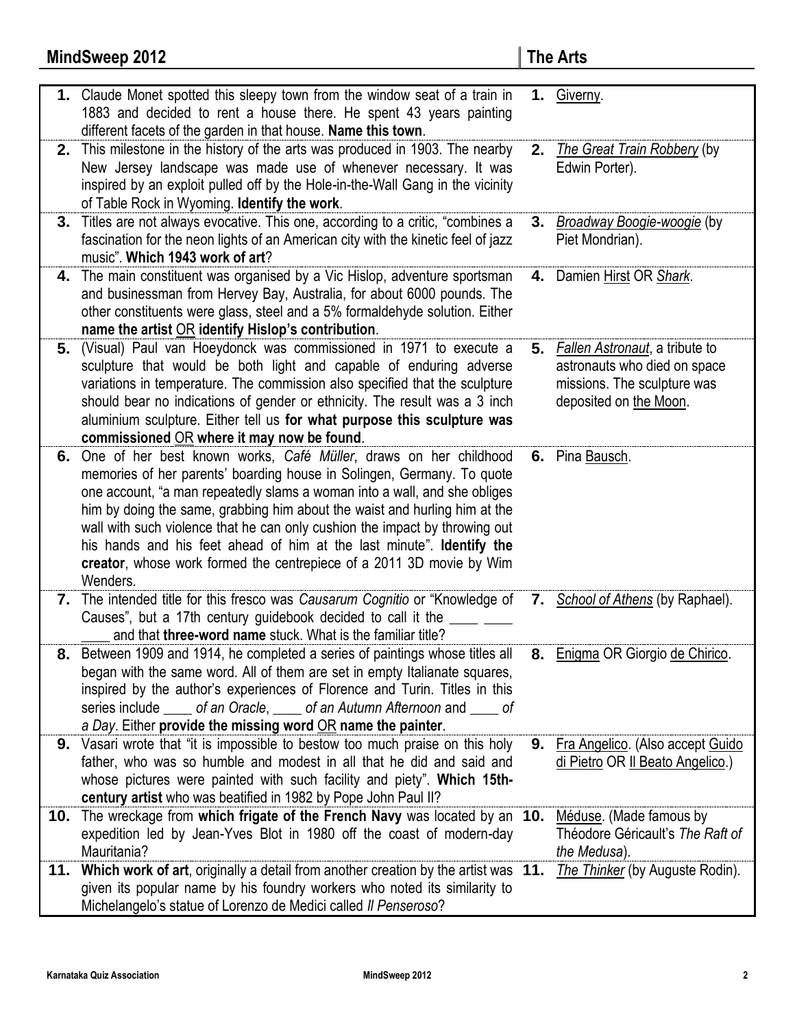## MindSweep 2012 — The Arts

| # | Question | # | Answer |
|---|---|---|---|
| **1.** | Claude Monet spotted this sleepy town from the window seat of a train in 1883 and decided to rent a house there. He spent 43 years painting different facets of the garden in that house. **Name this town**. | **1.** | Giverny. |
| **2.** | This milestone in the history of the arts was produced in 1903. The nearby New Jersey landscape was made use of whenever necessary. It was inspired by an exploit pulled off by the Hole-in-the-Wall Gang in the vicinity of Table Rock in Wyoming. **Identify the work**. | **2.** | *The Great Train Robbery* (by Edwin Porter). |
| **3.** | Titles are not always evocative. This one, according to a critic, "combines a fascination for the neon lights of an American city with the kinetic feel of jazz music". **Which 1943 work of art**? | **3.** | *Broadway Boogie-woogie* (by Piet Mondrian). |
| **4.** | The main constituent was organised by a Vic Hislop, adventure sportsman and businessman from Hervey Bay, Australia, for about 6000 pounds. The other constituents were glass, steel and a 5% formaldehyde solution. Either **name the artist** OR **identify Hislop's contribution**. | **4.** | Damien Hirst OR *Shark*. |
| **5.** | (Visual) Paul van Hoeydonck was commissioned in 1971 to execute a sculpture that would be both light and capable of enduring adverse variations in temperature. The commission also specified that the sculpture should bear no indications of gender or ethnicity. The result was a 3 inch aluminium sculpture. Either tell us **for what purpose this sculpture was commissioned** OR **where it may now be found**. | **5.** | *Fallen Astronaut*, a tribute to astronauts who died on space missions. The sculpture was deposited on the Moon. |
| **6.** | One of her best known works, *Café Müller*, draws on her childhood memories of her parents' boarding house in Solingen, Germany. To quote one account, "a man repeatedly slams a woman into a wall, and she obliges him by doing the same, grabbing him about the waist and hurling him at the wall with such violence that he can only cushion the impact by throwing out his hands and his feet ahead of him at the last minute". **Identify the creator**, whose work formed the centrepiece of a 2011 3D movie by Wim Wenders. | **6.** | Pina Bausch. |
| **7.** | The intended title for this fresco was *Causarum Cognitio* or "Knowledge of Causes", but a 17th century guidebook decided to call it the ____ ____ ____ and that **three-word name** stuck. What is the familiar title? | **7.** | *School of Athens* (by Raphael). |
| **8.** | Between 1909 and 1914, he completed a series of paintings whose titles all began with the same word. All of them are set in empty Italianate squares, inspired by the author's experiences of Florence and Turin. Titles in this series include ____ *of an Oracle*, ____ *of an Autumn Afternoon* and ____ *of a Day*. Either **provide the missing word** OR **name the painter**. | **8.** | Enigma OR Giorgio de Chirico. |
| **9.** | Vasari wrote that "it is impossible to bestow too much praise on this holy father, who was so humble and modest in all that he did and said and whose pictures were painted with such facility and piety". **Which 15th-century artist** who was beatified in 1982 by Pope John Paul II? | **9.** | Fra Angelico. (Also accept Guido di Pietro OR Il Beato Angelico.) |
| **10.** | The wreckage from **which frigate of the French Navy** was located by an expedition led by Jean-Yves Blot in 1980 off the coast of modern-day Mauritania? | **10.** | Méduse. (Made famous by Théodore Géricault's *The Raft of the Medusa*). |
| **11.** | **Which work of art**, originally a detail from another creation by the artist was given its popular name by his foundry workers who noted its similarity to Michelangelo's statue of Lorenzo de Medici called *Il Penseroso*? | **11.** | *The Thinker* (by Auguste Rodin). |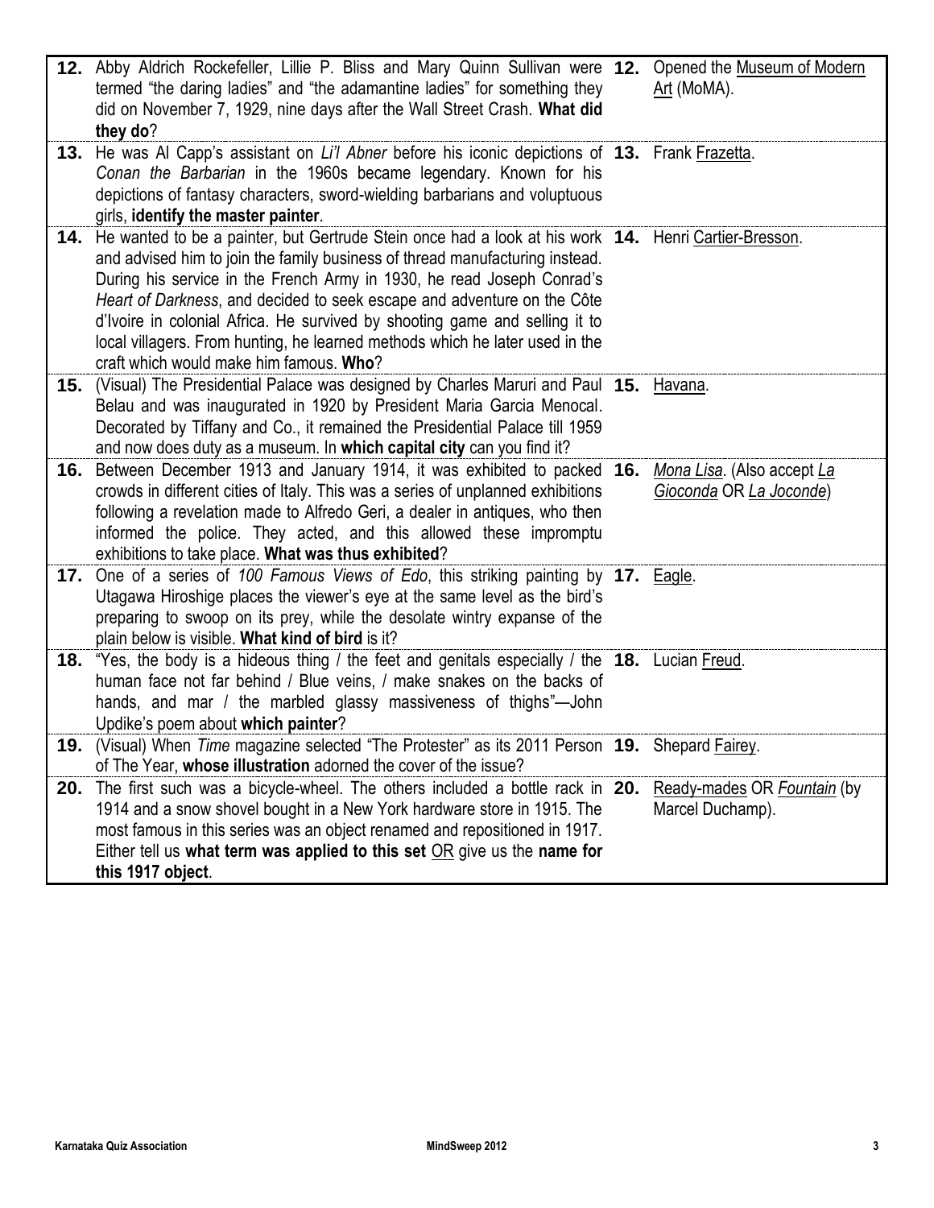| | Question | | Answer |
|---|---|---|---|
| **12.** | Abby Aldrich Rockefeller, Lillie P. Bliss and Mary Quinn Sullivan were termed "the daring ladies" and "the adamantine ladies" for something they did on November 7, 1929, nine days after the Wall Street Crash. **What did they do**? | **12.** | Opened the Museum of Modern Art (MoMA). |
| **13.** | He was Al Capp's assistant on *Li'l Abner* before his iconic depictions of *Conan the Barbarian* in the 1960s became legendary. Known for his depictions of fantasy characters, sword-wielding barbarians and voluptuous girls, **identify the master painter**. | **13.** | Frank Frazetta. |
| **14.** | He wanted to be a painter, but Gertrude Stein once had a look at his work and advised him to join the family business of thread manufacturing instead. During his service in the French Army in 1930, he read Joseph Conrad's *Heart of Darkness*, and decided to seek escape and adventure on the Côte d'Ivoire in colonial Africa. He survived by shooting game and selling it to local villagers. From hunting, he learned methods which he later used in the craft which would make him famous. **Who**? | **14.** | Henri Cartier-Bresson. |
| **15.** | (Visual) The Presidential Palace was designed by Charles Maruri and Paul Belau and was inaugurated in 1920 by President Maria Garcia Menocal. Decorated by Tiffany and Co., it remained the Presidential Palace till 1959 and now does duty as a museum. In **which capital city** can you find it? | **15.** | Havana. |
| **16.** | Between December 1913 and January 1914, it was exhibited to packed crowds in different cities of Italy. This was a series of unplanned exhibitions following a revelation made to Alfredo Geri, a dealer in antiques, who then informed the police. They acted, and this allowed these impromptu exhibitions to take place. **What was thus exhibited**? | **16.** | *Mona Lisa*. (Also accept *La Gioconda* OR *La Joconde*) |
| **17.** | One of a series of *100 Famous Views of Edo*, this striking painting by Utagawa Hiroshige places the viewer's eye at the same level as the bird's preparing to swoop on its prey, while the desolate wintry expanse of the plain below is visible. **What kind of bird** is it? | **17.** | Eagle. |
| **18.** | "Yes, the body is a hideous thing / the feet and genitals especially / the human face not far behind / Blue veins, / make snakes on the backs of hands, and mar / the marbled glassy massiveness of thighs"—John Updike's poem about **which painter**? | **18.** | Lucian Freud. |
| **19.** | (Visual) When *Time* magazine selected "The Protester" as its 2011 Person of The Year, **whose illustration** adorned the cover of the issue? | **19.** | Shepard Fairey. |
| **20.** | The first such was a bicycle-wheel. The others included a bottle rack in 1914 and a snow shovel bought in a New York hardware store in 1915. The most famous in this series was an object renamed and repositioned in 1917. Either tell us **what term was applied to this set** OR give us the **name for this 1917 object**. | **20.** | Ready-mades OR *Fountain* (by Marcel Duchamp). |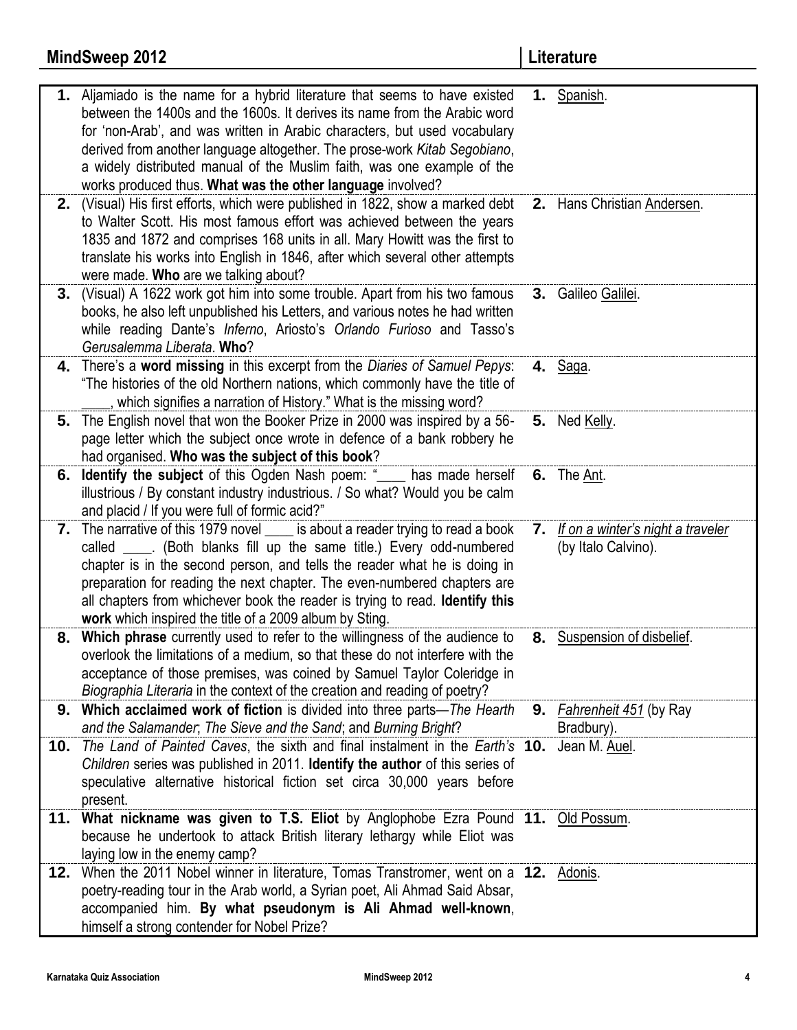## MindSweep 2012 — Literature

| # | Question | # | Answer |
|---|---|---|---|
| **1.** | Aljamiado is the name for a hybrid literature that seems to have existed between the 1400s and the 1600s. It derives its name from the Arabic word for 'non-Arab', and was written in Arabic characters, but used vocabulary derived from another language altogether. The prose-work *Kitab Segobiano*, a widely distributed manual of the Muslim faith, was one example of the works produced thus. **What was the other language** involved? | **1.** | Spanish. |
| **2.** | (Visual) His first efforts, which were published in 1822, show a marked debt to Walter Scott. His most famous effort was achieved between the years 1835 and 1872 and comprises 168 units in all. Mary Howitt was the first to translate his works into English in 1846, after which several other attempts were made. **Who** are we talking about? | **2.** | Hans Christian Andersen. |
| **3.** | (Visual) A 1622 work got him into some trouble. Apart from his two famous books, he also left unpublished his Letters, and various notes he had written while reading Dante's *Inferno*, Ariosto's *Orlando Furioso* and Tasso's *Gerusalemma Liberata*. **Who**? | **3.** | Galileo Galilei. |
| **4.** | There's a **word missing** in this excerpt from the *Diaries of Samuel Pepys*: "The histories of the old Northern nations, which commonly have the title of ____, which signifies a narration of History." What is the missing word? | **4.** | Saga. |
| **5.** | The English novel that won the Booker Prize in 2000 was inspired by a 56-page letter which the subject once wrote in defence of a bank robbery he had organised. **Who was the subject of this book**? | **5.** | Ned Kelly. |
| **6.** | **Identify the subject** of this Ogden Nash poem: "____ has made herself illustrious / By constant industry industrious. / So what? Would you be calm and placid / If you were full of formic acid?" | **6.** | The Ant. |
| **7.** | The narrative of this 1979 novel ____ is about a reader trying to read a book called ____. (Both blanks fill up the same title.) Every odd-numbered chapter is in the second person, and tells the reader what he is doing in preparation for reading the next chapter. The even-numbered chapters are all chapters from whichever book the reader is trying to read. **Identify this work** which inspired the title of a 2009 album by Sting. | **7.** | *If on a winter's night a traveler* (by Italo Calvino). |
| **8.** | **Which phrase** currently used to refer to the willingness of the audience to overlook the limitations of a medium, so that these do not interfere with the acceptance of those premises, was coined by Samuel Taylor Coleridge in *Biographia Literaria* in the context of the creation and reading of poetry? | **8.** | Suspension of disbelief. |
| **9.** | **Which acclaimed work of fiction** is divided into three parts—*The Hearth and the Salamander*; *The Sieve and the Sand*; and *Burning Bright*? | **9.** | *Fahrenheit 451* (by Ray Bradbury). |
| **10.** | *The Land of Painted Caves*, the sixth and final instalment in the *Earth's Children* series was published in 2011. **Identify the author** of this series of speculative alternative historical fiction set circa 30,000 years before present. | **10.** | Jean M. Auel. |
| **11.** | **What nickname was given to T.S. Eliot** by Anglophobe Ezra Pound because he undertook to attack British literary lethargy while Eliot was laying low in the enemy camp? | **11.** | Old Possum. |
| **12.** | When the 2011 Nobel winner in literature, Tomas Transtromer, went on a poetry-reading tour in the Arab world, a Syrian poet, Ali Ahmad Said Absar, accompanied him. **By what pseudonym is Ali Ahmad well-known**, himself a strong contender for Nobel Prize? | **12.** | Adonis. |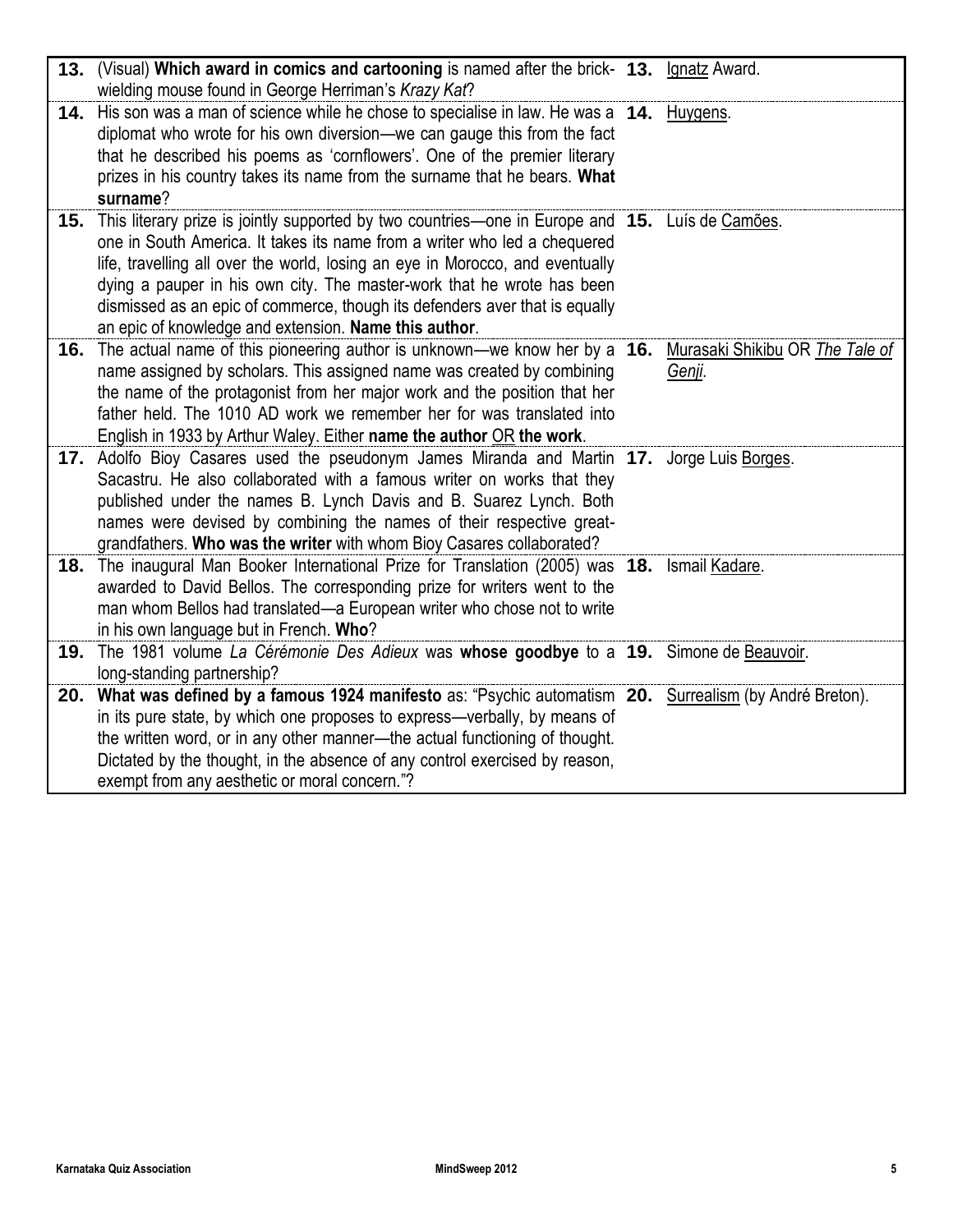| | Question | | Answer |
|---|---|---|---|
| **13.** | (Visual) **Which award in comics and cartooning** is named after the brick-wielding mouse found in George Herriman's *Krazy Kat*? | **13.** | Ignatz Award. |
| **14.** | His son was a man of science while he chose to specialise in law. He was a diplomat who wrote for his own diversion—we can gauge this from the fact that he described his poems as 'cornflowers'. One of the premier literary prizes in his country takes its name from the surname that he bears. **What surname**? | **14.** | Huygens. |
| **15.** | This literary prize is jointly supported by two countries—one in Europe and one in South America. It takes its name from a writer who led a chequered life, travelling all over the world, losing an eye in Morocco, and eventually dying a pauper in his own city. The master-work that he wrote has been dismissed as an epic of commerce, though its defenders aver that is equally an epic of knowledge and extension. **Name this author**. | **15.** | Luís de Camões. |
| **16.** | The actual name of this pioneering author is unknown—we know her by a name assigned by scholars. This assigned name was created by combining the name of the protagonist from her major work and the position that her father held. The 1010 AD work we remember her for was translated into English in 1933 by Arthur Waley. Either **name the author** OR **the work**. | **16.** | Murasaki Shikibu OR *The Tale of Genji*. |
| **17.** | Adolfo Bioy Casares used the pseudonym James Miranda and Martin Sacastru. He also collaborated with a famous writer on works that they published under the names B. Lynch Davis and B. Suarez Lynch. Both names were devised by combining the names of their respective great-grandfathers. **Who was the writer** with whom Bioy Casares collaborated? | **17.** | Jorge Luis Borges. |
| **18.** | The inaugural Man Booker International Prize for Translation (2005) was awarded to David Bellos. The corresponding prize for writers went to the man whom Bellos had translated—a European writer who chose not to write in his own language but in French. **Who**? | **18.** | Ismail Kadare. |
| **19.** | The 1981 volume *La Cérémonie Des Adieux* was **whose goodbye** to a long-standing partnership? | **19.** | Simone de Beauvoir. |
| **20.** | **What was defined by a famous 1924 manifesto** as: "Psychic automatism in its pure state, by which one proposes to express—verbally, by means of the written word, or in any other manner—the actual functioning of thought. Dictated by the thought, in the absence of any control exercised by reason, exempt from any aesthetic or moral concern."? | **20.** | Surrealism (by André Breton). |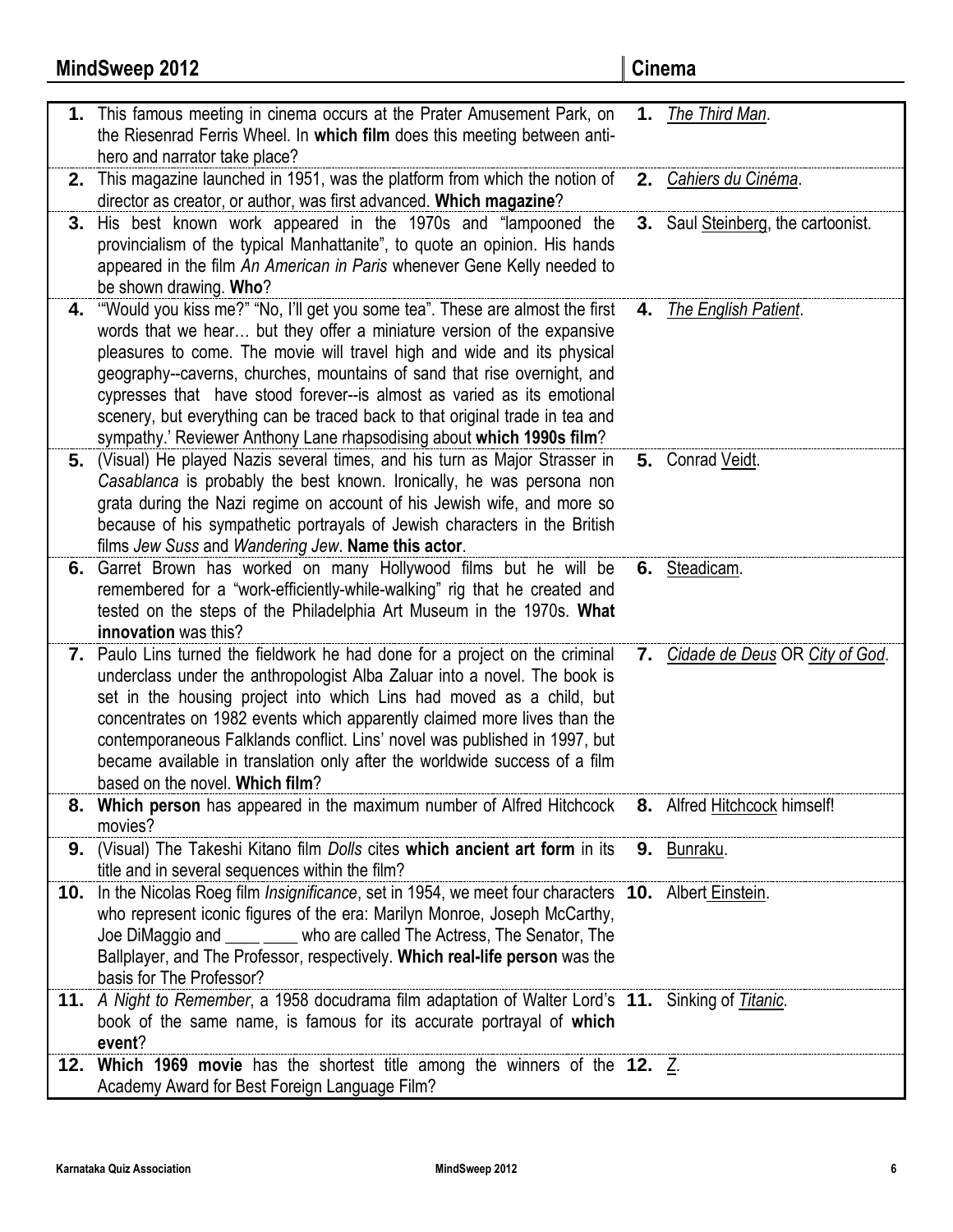| | Question | | Answer |
|---|---|---|---|
| **1.** | This famous meeting in cinema occurs at the Prater Amusement Park, on the Riesenrad Ferris Wheel. In **which film** does this meeting between anti-hero and narrator take place? | **1.** | *The Third Man*. |
| **2.** | This magazine launched in 1951, was the platform from which the notion of director as creator, or author, was first advanced. **Which magazine**? | **2.** | *Cahiers du Cinéma*. |
| **3.** | His best known work appeared in the 1970s and "lampooned the provincialism of the typical Manhattanite", to quote an opinion. His hands appeared in the film *An American in Paris* whenever Gene Kelly needed to be shown drawing. **Who**? | **3.** | Saul Steinberg, the cartoonist. |
| **4.** | '"Would you kiss me?" "No, I'll get you some tea". These are almost the first words that we hear… but they offer a miniature version of the expansive pleasures to come. The movie will travel high and wide and its physical geography--caverns, churches, mountains of sand that rise overnight, and cypresses that have stood forever--is almost as varied as its emotional scenery, but everything can be traced back to that original trade in tea and sympathy.' Reviewer Anthony Lane rhapsodising about **which 1990s film**? | **4.** | *The English Patient*. |
| **5.** | (Visual) He played Nazis several times, and his turn as Major Strasser in *Casablanca* is probably the best known. Ironically, he was persona non grata during the Nazi regime on account of his Jewish wife, and more so because of his sympathetic portrayals of Jewish characters in the British films *Jew Suss* and *Wandering Jew*. **Name this actor**. | **5.** | Conrad Veidt. |
| **6.** | Garret Brown has worked on many Hollywood films but he will be remembered for a "work-efficiently-while-walking" rig that he created and tested on the steps of the Philadelphia Art Museum in the 1970s. **What innovation** was this? | **6.** | Steadicam. |
| **7.** | Paulo Lins turned the fieldwork he had done for a project on the criminal underclass under the anthropologist Alba Zaluar into a novel. The book is set in the housing project into which Lins had moved as a child, but concentrates on 1982 events which apparently claimed more lives than the contemporaneous Falklands conflict. Lins' novel was published in 1997, but became available in translation only after the worldwide success of a film based on the novel. **Which film**? | **7.** | *Cidade de Deus* OR *City of God*. |
| **8.** | **Which person** has appeared in the maximum number of Alfred Hitchcock movies? | **8.** | Alfred Hitchcock himself! |
| **9.** | (Visual) The Takeshi Kitano film *Dolls* cites **which ancient art form** in its title and in several sequences within the film? | **9.** | Bunraku. |
| **10.** | In the Nicolas Roeg film *Insignificance*, set in 1954, we meet four characters who represent iconic figures of the era: Marilyn Monroe, Joseph McCarthy, Joe DiMaggio and ____ ____ who are called The Actress, The Senator, The Ballplayer, and The Professor, respectively. **Which real-life person** was the basis for The Professor? | **10.** | Albert Einstein. |
| **11.** | *A Night to Remember*, a 1958 docudrama film adaptation of Walter Lord's book of the same name, is famous for its accurate portrayal of **which event**? | **11.** | Sinking of *Titanic*. |
| **12.** | **Which 1969 movie** has the shortest title among the winners of the Academy Award for Best Foreign Language Film? | **12.** | *Z*. |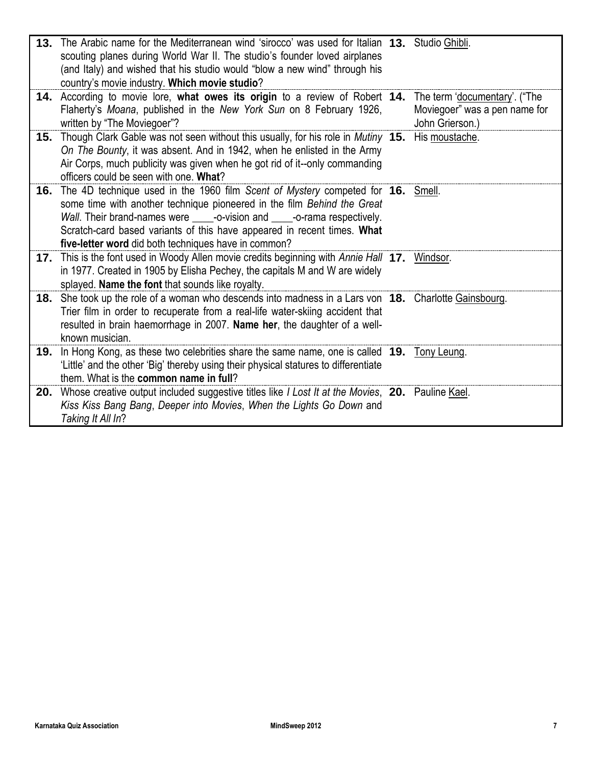| | Question | | Answer |
|---|---|---|---|
| **13.** | The Arabic name for the Mediterranean wind 'sirocco' was used for Italian scouting planes during World War II. The studio's founder loved airplanes (and Italy) and wished that his studio would "blow a new wind" through his country's movie industry. **Which movie studio**? | **13.** | Studio Ghibli. |
| **14.** | According to movie lore, **what owes its origin** to a review of Robert Flaherty's *Moana*, published in the *New York Sun* on 8 February 1926, written by "The Moviegoer"? | **14.** | The term 'documentary'. ("The Moviegoer" was a pen name for John Grierson.) |
| **15.** | Though Clark Gable was not seen without this usually, for his role in *Mutiny On The Bounty*, it was absent. And in 1942, when he enlisted in the Army Air Corps, much publicity was given when he got rid of it--only commanding officers could be seen with one. **What**? | **15.** | His moustache. |
| **16.** | The 4D technique used in the 1960 film *Scent of Mystery* competed for some time with another technique pioneered in the film *Behind the Great Wall*. Their brand-names were \_\_\_\_-o-vision and \_\_\_\_-o-rama respectively. Scratch-card based variants of this have appeared in recent times. **What five-letter word** did both techniques have in common? | **16.** | Smell. |
| **17.** | This is the font used in Woody Allen movie credits beginning with *Annie Hall* in 1977. Created in 1905 by Elisha Pechey, the capitals M and W are widely splayed. **Name the font** that sounds like royalty. | **17.** | Windsor. |
| **18.** | She took up the role of a woman who descends into madness in a Lars von Trier film in order to recuperate from a real-life water-skiing accident that resulted in brain haemorrhage in 2007. **Name her**, the daughter of a well-known musician. | **18.** | Charlotte Gainsbourg. |
| **19.** | In Hong Kong, as these two celebrities share the same name, one is called 'Little' and the other 'Big' thereby using their physical statures to differentiate them. What is the **common name in full**? | **19.** | Tony Leung. |
| **20.** | Whose creative output included suggestive titles like *I Lost It at the Movies*, *Kiss Kiss Bang Bang*, *Deeper into Movies*, *When the Lights Go Down* and *Taking It All In*? | **20.** | Pauline Kael. |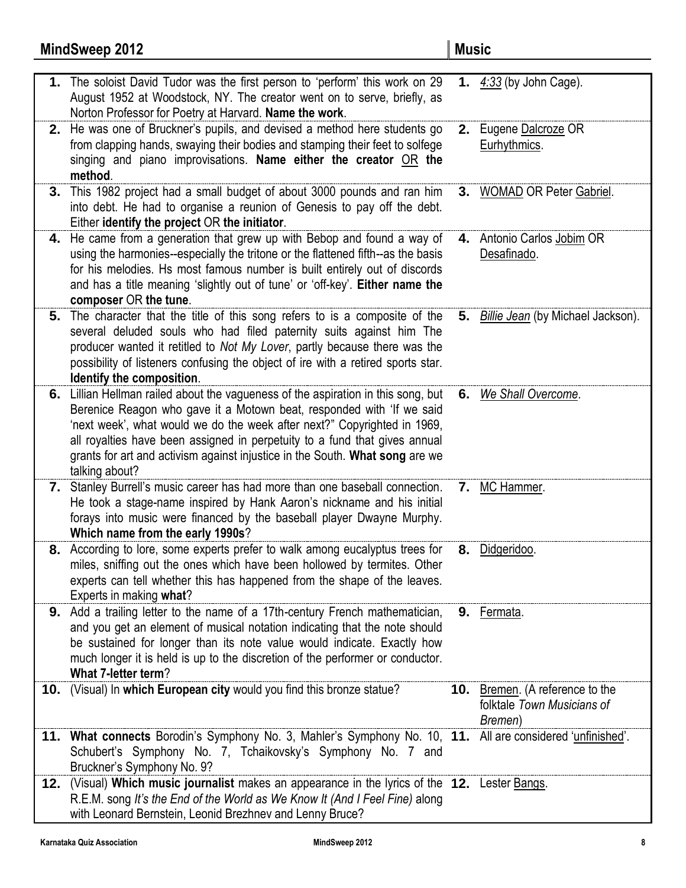| # | Question | # | Answer |
|---|---|---|---|
| **1.** | The soloist David Tudor was the first person to 'perform' this work on 29 August 1952 at Woodstock, NY. The creator went on to serve, briefly, as Norton Professor for Poetry at Harvard. **Name the work**. | **1.** | *4:33* (by John Cage). |
| **2.** | He was one of Bruckner's pupils, and devised a method here students go from clapping hands, swaying their bodies and stamping their feet to solfege singing and piano improvisations. **Name either the creator** OR **the method**. | **2.** | Eugene Dalcroze OR Eurhythmics. |
| **3.** | This 1982 project had a small budget of about 3000 pounds and ran him into debt. He had to organise a reunion of Genesis to pay off the debt. Either **identify the project** OR **the initiator**. | **3.** | WOMAD OR Peter Gabriel. |
| **4.** | He came from a generation that grew up with Bebop and found a way of using the harmonies--especially the tritone or the flattened fifth--as the basis for his melodies. Hs most famous number is built entirely out of discords and has a title meaning 'slightly out of tune' or 'off-key'. **Either name the composer** OR **the tune**. | **4.** | Antonio Carlos Jobim OR Desafinado. |
| **5.** | The character that the title of this song refers to is a composite of the several deluded souls who had filed paternity suits against him The producer wanted it retitled to *Not My Lover*, partly because there was the possibility of listeners confusing the object of ire with a retired sports star. **Identify the composition**. | **5.** | *Billie Jean* (by Michael Jackson). |
| **6.** | Lillian Hellman railed about the vagueness of the aspiration in this song, but Berenice Reagon who gave it a Motown beat, responded with 'If we said 'next week', what would we do the week after next?" Copyrighted in 1969, all royalties have been assigned in perpetuity to a fund that gives annual grants for art and activism against injustice in the South. **What song** are we talking about? | **6.** | *We Shall Overcome*. |
| **7.** | Stanley Burrell's music career has had more than one baseball connection. He took a stage-name inspired by Hank Aaron's nickname and his initial forays into music were financed by the baseball player Dwayne Murphy. **Which name from the early 1990s**? | **7.** | MC Hammer. |
| **8.** | According to lore, some experts prefer to walk among eucalyptus trees for miles, sniffing out the ones which have been hollowed by termites. Other experts can tell whether this has happened from the shape of the leaves. Experts in making **what**? | **8.** | Didgeridoo. |
| **9.** | Add a trailing letter to the name of a 17th-century French mathematician, and you get an element of musical notation indicating that the note should be sustained for longer than its note value would indicate. Exactly how much longer it is held is up to the discretion of the performer or conductor. **What 7-letter term**? | **9.** | Fermata. |
| **10.** | (Visual) In **which European city** would you find this bronze statue? | **10.** | Bremen. (A reference to the folktale *Town Musicians of Bremen*) |
| **11.** | **What connects** Borodin's Symphony No. 3, Mahler's Symphony No. 10, Schubert's Symphony No. 7, Tchaikovsky's Symphony No. 7 and Bruckner's Symphony No. 9? | **11.** | All are considered 'unfinished'. |
| **12.** | (Visual) **Which music journalist** makes an appearance in the lyrics of the R.E.M. song *It's the End of the World as We Know It (And I Feel Fine)* along with Leonard Bernstein, Leonid Brezhnev and Lenny Bruce? | **12.** | Lester Bangs. |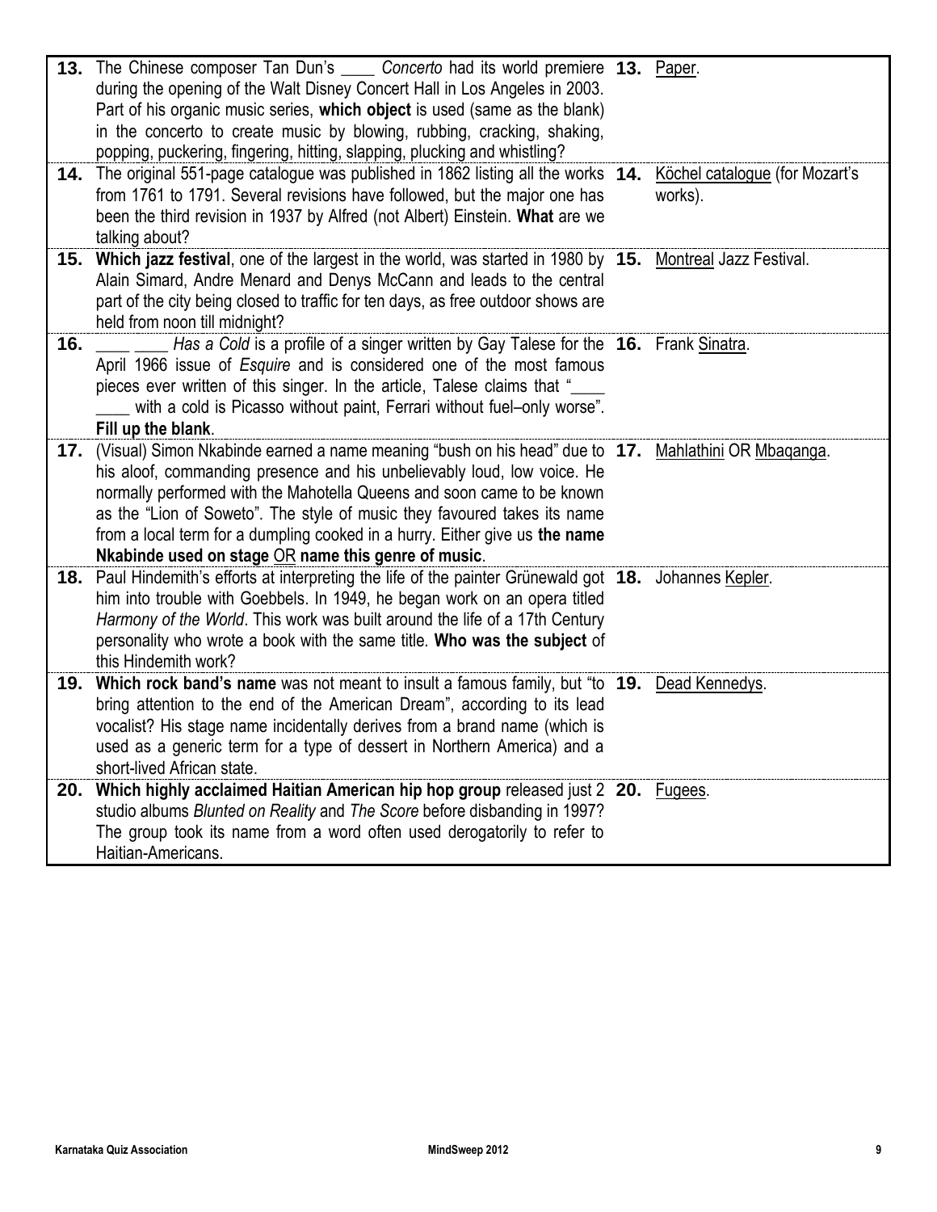| | Question | | Answer |
|---|---|---|---|
| **13.** | The Chinese composer Tan Dun's ____ *Concerto* had its world premiere during the opening of the Walt Disney Concert Hall in Los Angeles in 2003. Part of his organic music series, **which object** is used (same as the blank) in the concerto to create music by blowing, rubbing, cracking, shaking, popping, puckering, fingering, hitting, slapping, plucking and whistling? | **13.** | Paper. |
| **14.** | The original 551-page catalogue was published in 1862 listing all the works from 1761 to 1791. Several revisions have followed, but the major one has been the third revision in 1937 by Alfred (not Albert) Einstein. **What** are we talking about? | **14.** | Köchel catalogue (for Mozart's works). |
| **15.** | **Which jazz festival**, one of the largest in the world, was started in 1980 by Alain Simard, Andre Menard and Denys McCann and leads to the central part of the city being closed to traffic for ten days, as free outdoor shows are held from noon till midnight? | **15.** | Montreal Jazz Festival. |
| **16.** | ____ ____ *Has a Cold* is a profile of a singer written by Gay Talese for the April 1966 issue of *Esquire* and is considered one of the most famous pieces ever written of this singer. In the article, Talese claims that "____ ____ with a cold is Picasso without paint, Ferrari without fuel–only worse". **Fill up the blank**. | **16.** | Frank Sinatra. |
| **17.** | (Visual) Simon Nkabinde earned a name meaning "bush on his head" due to his aloof, commanding presence and his unbelievably loud, low voice. He normally performed with the Mahotella Queens and soon came to be known as the "Lion of Soweto". The style of music they favoured takes its name from a local term for a dumpling cooked in a hurry. Either give us **the name Nkabinde used on stage** OR **name this genre of music**. | **17.** | Mahlathini OR Mbaqanga. |
| **18.** | Paul Hindemith's efforts at interpreting the life of the painter Grünewald got him into trouble with Goebbels. In 1949, he began work on an opera titled *Harmony of the World*. This work was built around the life of a 17th Century personality who wrote a book with the same title. **Who was the subject** of this Hindemith work? | **18.** | Johannes Kepler. |
| **19.** | **Which rock band's name** was not meant to insult a famous family, but "to bring attention to the end of the American Dream", according to its lead vocalist? His stage name incidentally derives from a brand name (which is used as a generic term for a type of dessert in Northern America) and a short-lived African state. | **19.** | Dead Kennedys. |
| **20.** | **Which highly acclaimed Haitian American hip hop group** released just 2 studio albums *Blunted on Reality* and *The Score* before disbanding in 1997? The group took its name from a word often used derogatorily to refer to Haitian-Americans. | **20.** | Fugees. |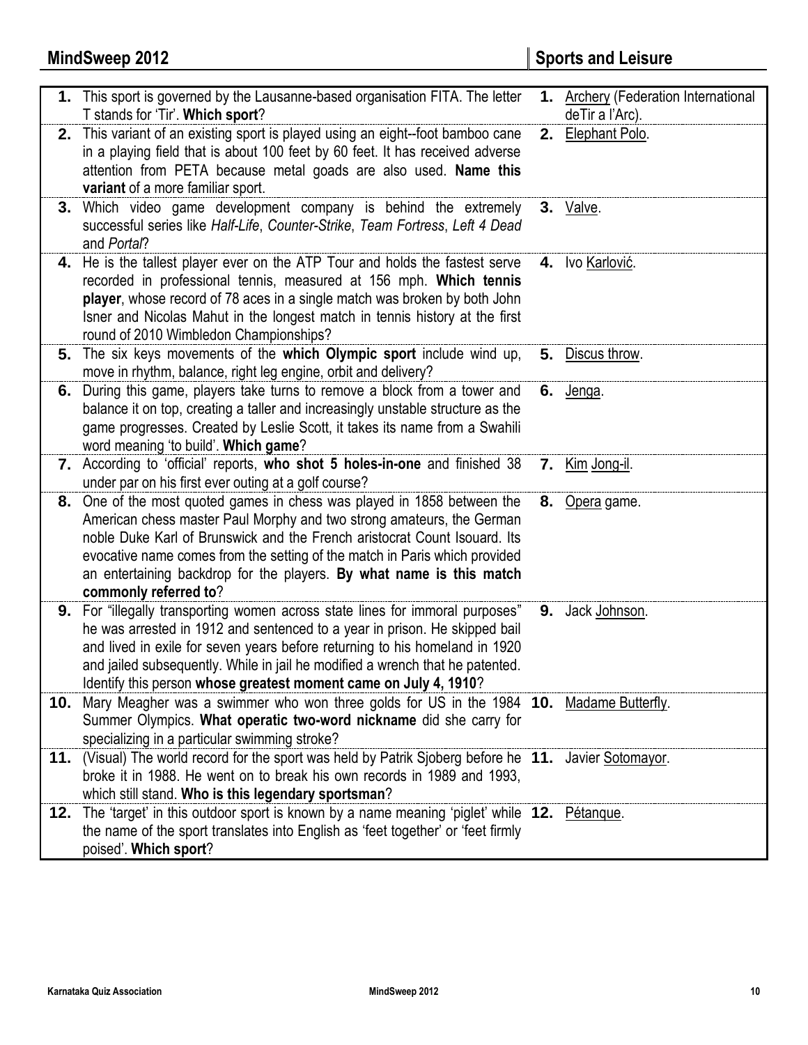## MindSweep 2012 — Sports and Leisure

| Q | Question | A | Answer |
|---|---|---|---|
| **1.** | This sport is governed by the Lausanne-based organisation FITA. The letter T stands for 'Tir'. **Which sport**? | **1.** | Archery (Federation International deTir a l'Arc). |
| **2.** | This variant of an existing sport is played using an eight--foot bamboo cane in a playing field that is about 100 feet by 60 feet. It has received adverse attention from PETA because metal goads are also used. **Name this variant** of a more familiar sport. | **2.** | Elephant Polo. |
| **3.** | Which video game development company is behind the extremely successful series like *Half-Life*, *Counter-Strike*, *Team Fortress*, *Left 4 Dead* and *Portal*? | **3.** | Valve. |
| **4.** | He is the tallest player ever on the ATP Tour and holds the fastest serve recorded in professional tennis, measured at 156 mph. **Which tennis player**, whose record of 78 aces in a single match was broken by both John Isner and Nicolas Mahut in the longest match in tennis history at the first round of 2010 Wimbledon Championships? | **4.** | Ivo Karlović. |
| **5.** | The six keys movements of the **which Olympic sport** include wind up, move in rhythm, balance, right leg engine, orbit and delivery? | **5.** | Discus throw. |
| **6.** | During this game, players take turns to remove a block from a tower and balance it on top, creating a taller and increasingly unstable structure as the game progresses. Created by Leslie Scott, it takes its name from a Swahili word meaning 'to build'. **Which game**? | **6.** | Jenga. |
| **7.** | According to 'official' reports, **who shot 5 holes-in-one** and finished 38 under par on his first ever outing at a golf course? | **7.** | Kim Jong-il. |
| **8.** | One of the most quoted games in chess was played in 1858 between the American chess master Paul Morphy and two strong amateurs, the German noble Duke Karl of Brunswick and the French aristocrat Count Isouard. Its evocative name comes from the setting of the match in Paris which provided an entertaining backdrop for the players. **By what name is this match commonly referred to**? | **8.** | Opera game. |
| **9.** | For "illegally transporting women across state lines for immoral purposes" he was arrested in 1912 and sentenced to a year in prison. He skipped bail and lived in exile for seven years before returning to his homeland in 1920 and jailed subsequently. While in jail he modified a wrench that he patented. Identify this person **whose greatest moment came on July 4, 1910**? | **9.** | Jack Johnson. |
| **10.** | Mary Meagher was a swimmer who won three golds for US in the 1984 Summer Olympics. **What operatic two-word nickname** did she carry for specializing in a particular swimming stroke? | **10.** | Madame Butterfly. |
| **11.** | (Visual) The world record for the sport was held by Patrik Sjoberg before he broke it in 1988. He went on to break his own records in 1989 and 1993, which still stand. **Who is this legendary sportsman**? | **11.** | Javier Sotomayor. |
| **12.** | The 'target' in this outdoor sport is known by a name meaning 'piglet' while the name of the sport translates into English as 'feet together' or 'feet firmly poised'. **Which sport**? | **12.** | Pétanque. |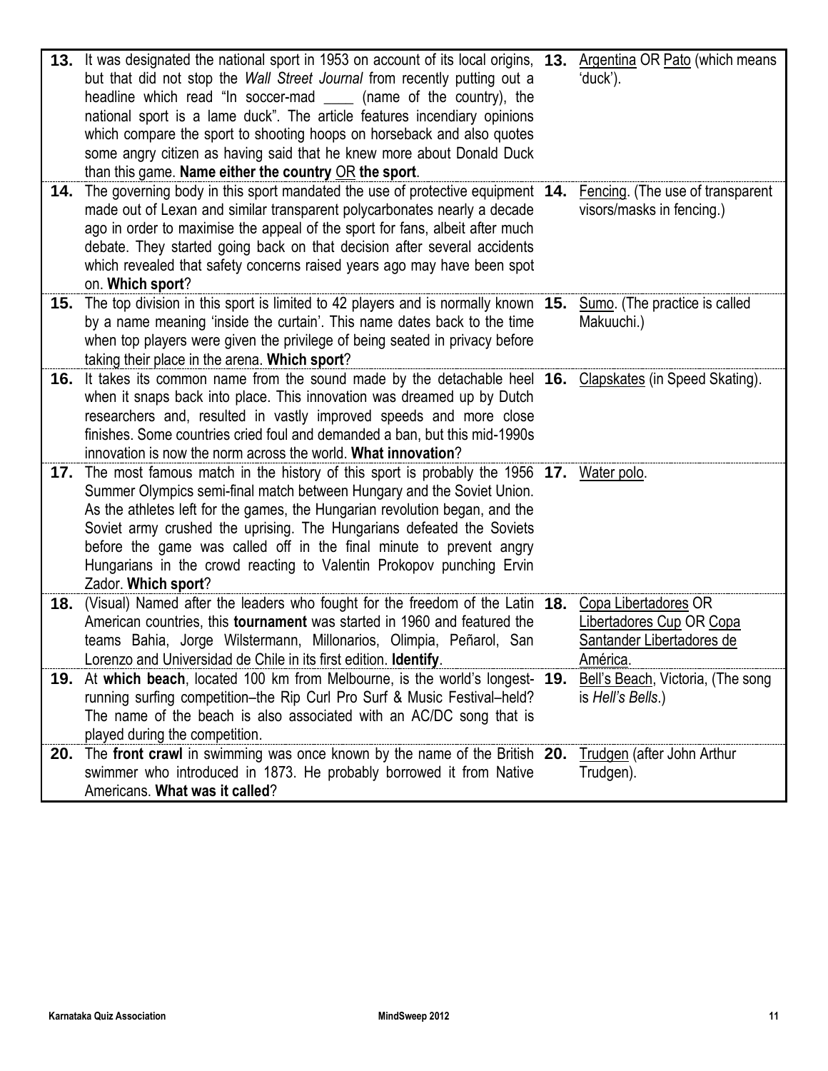| | Question | | Answer |
|---|---|---|---|
| **13.** | It was designated the national sport in 1953 on account of its local origins, but that did not stop the *Wall Street Journal* from recently putting out a headline which read "In soccer-mad ____ (name of the country), the national sport is a lame duck". The article features incendiary opinions which compare the sport to shooting hoops on horseback and also quotes some angry citizen as having said that he knew more about Donald Duck than this game. **Name either the country** OR **the sport**. | **13.** | Argentina OR Pato (which means 'duck'). |
| **14.** | The governing body in this sport mandated the use of protective equipment made out of Lexan and similar transparent polycarbonates nearly a decade ago in order to maximise the appeal of the sport for fans, albeit after much debate. They started going back on that decision after several accidents which revealed that safety concerns raised years ago may have been spot on. **Which sport**? | **14.** | Fencing. (The use of transparent visors/masks in fencing.) |
| **15.** | The top division in this sport is limited to 42 players and is normally known by a name meaning 'inside the curtain'. This name dates back to the time when top players were given the privilege of being seated in privacy before taking their place in the arena. **Which sport**? | **15.** | Sumo. (The practice is called Makuuchi.) |
| **16.** | It takes its common name from the sound made by the detachable heel when it snaps back into place. This innovation was dreamed up by Dutch researchers and, resulted in vastly improved speeds and more close finishes. Some countries cried foul and demanded a ban, but this mid-1990s innovation is now the norm across the world. **What innovation**? | **16.** | Clapskates (in Speed Skating). |
| **17.** | The most famous match in the history of this sport is probably the 1956 Summer Olympics semi-final match between Hungary and the Soviet Union. As the athletes left for the games, the Hungarian revolution began, and the Soviet army crushed the uprising. The Hungarians defeated the Soviets before the game was called off in the final minute to prevent angry Hungarians in the crowd reacting to Valentin Prokopov punching Ervin Zador. **Which sport**? | **17.** | Water polo. |
| **18.** | (Visual) Named after the leaders who fought for the freedom of the Latin American countries, this **tournament** was started in 1960 and featured the teams Bahia, Jorge Wilstermann, Millonarios, Olimpia, Peñarol, San Lorenzo and Universidad de Chile in its first edition. **Identify**. | **18.** | Copa Libertadores OR Libertadores Cup OR Copa Santander Libertadores de América. |
| **19.** | At **which beach**, located 100 km from Melbourne, is the world's longest-running surfing competition–the Rip Curl Pro Surf & Music Festival–held? The name of the beach is also associated with an AC/DC song that is played during the competition. | **19.** | Bell's Beach, Victoria, (The song is *Hell's Bells*.) |
| **20.** | The **front crawl** in swimming was once known by the name of the British swimmer who introduced in 1873. He probably borrowed it from Native Americans. **What was it called**? | **20.** | Trudgen (after John Arthur Trudgen). |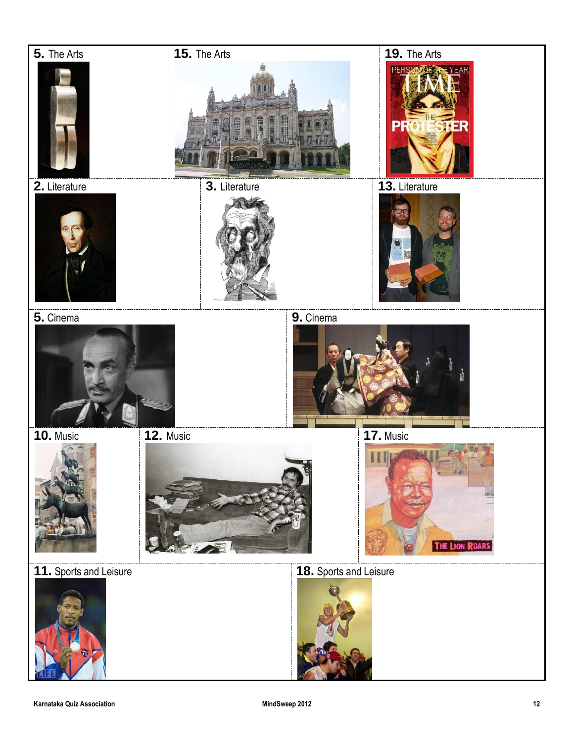**5.** The Arts

**15.** The Arts

**19.** The Arts

**2.** Literature

**3.** Literature

**13.** Literature

**5.** Cinema

**9.** Cinema

**10.** Music

**12.** Music

**17.** Music

**11.** Sports and Leisure

**18.** Sports and Leisure